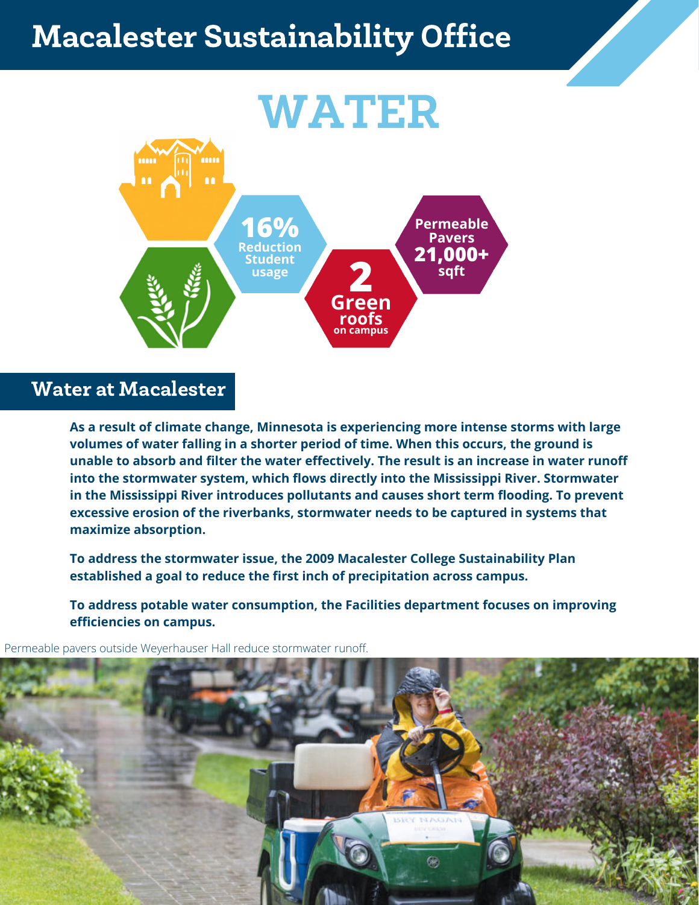# Macalester Sustainability Office

# WATER

**16%** Reduction Student usage

**2** Green roofs on campus

**Permeable Pavers 21,000+ sqft**

## Water at Macalester

**As a result of climate change, Minnesota is experiencing more intense storms with large volumes of water falling in a shorter period of time. When this occurs, the ground is unable to absorb and filter the water effectively. The result is an increase in water runoff into the stormwater system, which flows directly into the Mississippi River. Stormwater in the Mississippi River introduces pollutants and causes short term flooding. To prevent excessive erosion of the riverbanks, stormwater needs to be captured in systems that maximize absorption.**

**To address the stormwater issue, the 2009 Macalester College Sustainability Plan established a goal to reduce the first inch of precipitation across campus.**

**To address potable water consumption, the Facilities department focuses on improving efficiencies on campus.**

Permeable pavers outside Weyerhauser Hall reduce stormwater runoff.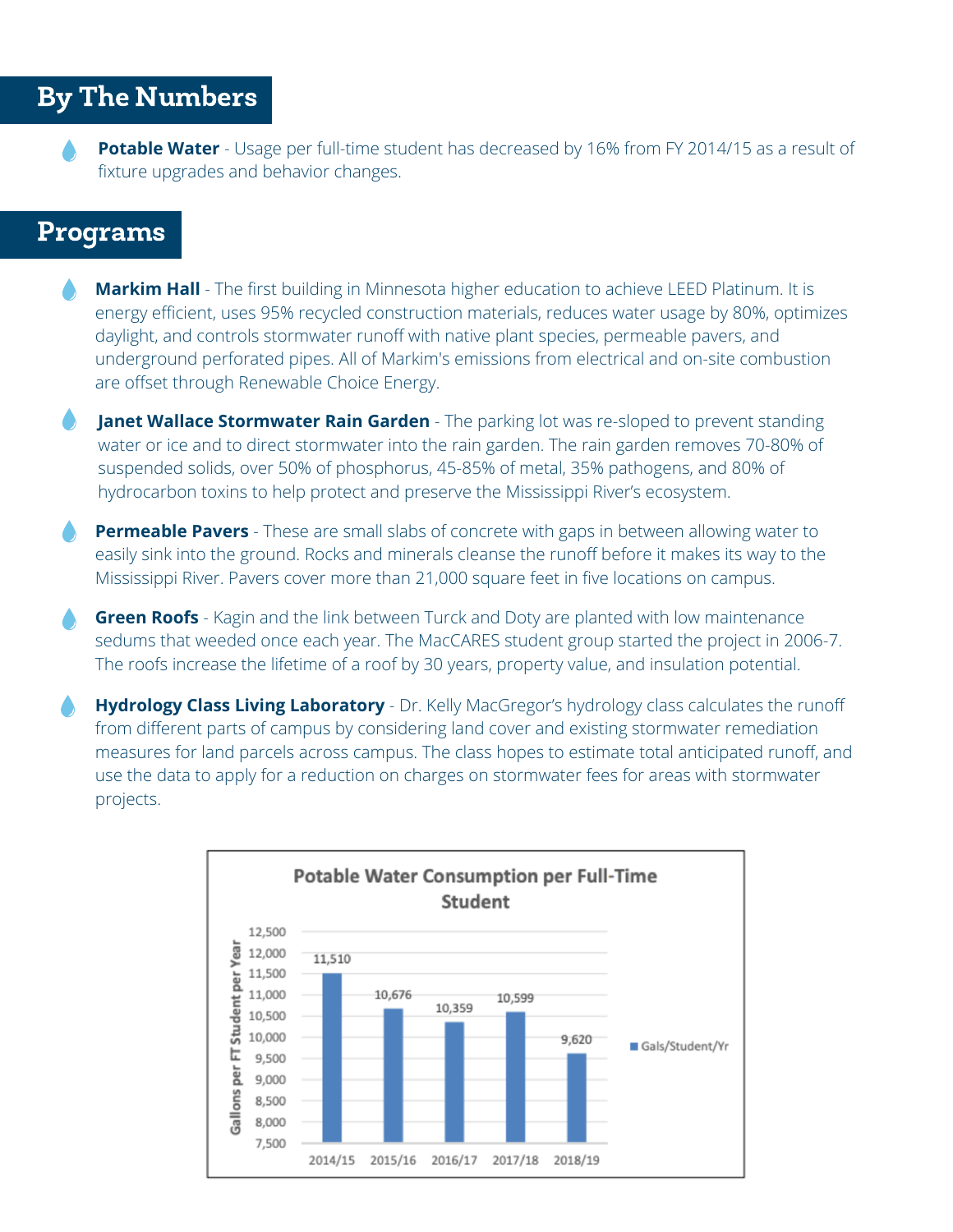## By The Numbers

- **Potable Water** - Usage per full-time student has decreased by 16% from FY 2014/15 as a result of fixture upgrades and behavior changes.

## Programs

- **Markim Hall** - The first building in Minnesota higher education to achieve LEED Platinum. It is energy efficient, uses 95% recycled construction materials, reduces water usage by 80%, optimizes daylight, and controls stormwater runoff with native plant species, permeable pavers, and underground perforated pipes. All of Markim's emissions from electrical and on-site combustion are offset through Renewable Choice Energy.

- **Janet Wallace Stormwater Rain Garden** - The parking lot was re-sloped to prevent standing water or ice and to direct stormwater into the rain garden. The rain garden removes 70-80% of suspended solids, over 50% of phosphorus, 45-85% of metal, 35% pathogens, and 80% of hydrocarbon toxins to help protect and preserve the Mississippi River's ecosystem.

- **Permeable Pavers** - These are small slabs of concrete with gaps in between allowing water to easily sink into the ground. Rocks and minerals cleanse the runoff before it makes its way to the Mississippi River. Pavers cover more than 21,000 square feet in five locations on campus.

- **Green Roofs** - Kagin and the link between Turck and Doty are planted with low maintenance sedums that weeded once each year. The MacCARES student group started the project in 2006-7. The roofs increase the lifetime of a roof by 30 years, property value, and insulation potential.

- **Hydrology Class Living Laboratory** - Dr. Kelly MacGregor's hydrology class calculates the runoff from different parts of campus by considering land cover and existing stormwater remediation measures for land parcels across campus. The class hopes to estimate total anticipated runoff, and use the data to apply for a reduction on charges on stormwater fees for areas with stormwater projects.

Potable Water Consumption per Full-Time Student

Gallons per FT Student per Year

12,500
12,000
11,500
11,000
10,500
10,000
9,500
9,000
8,500
8,000
7,500

11,510
10,676
10,359
10,599
9,620

2014/15
2015/16
2016/17
2017/18
2018/19

Gals/Student/Yr